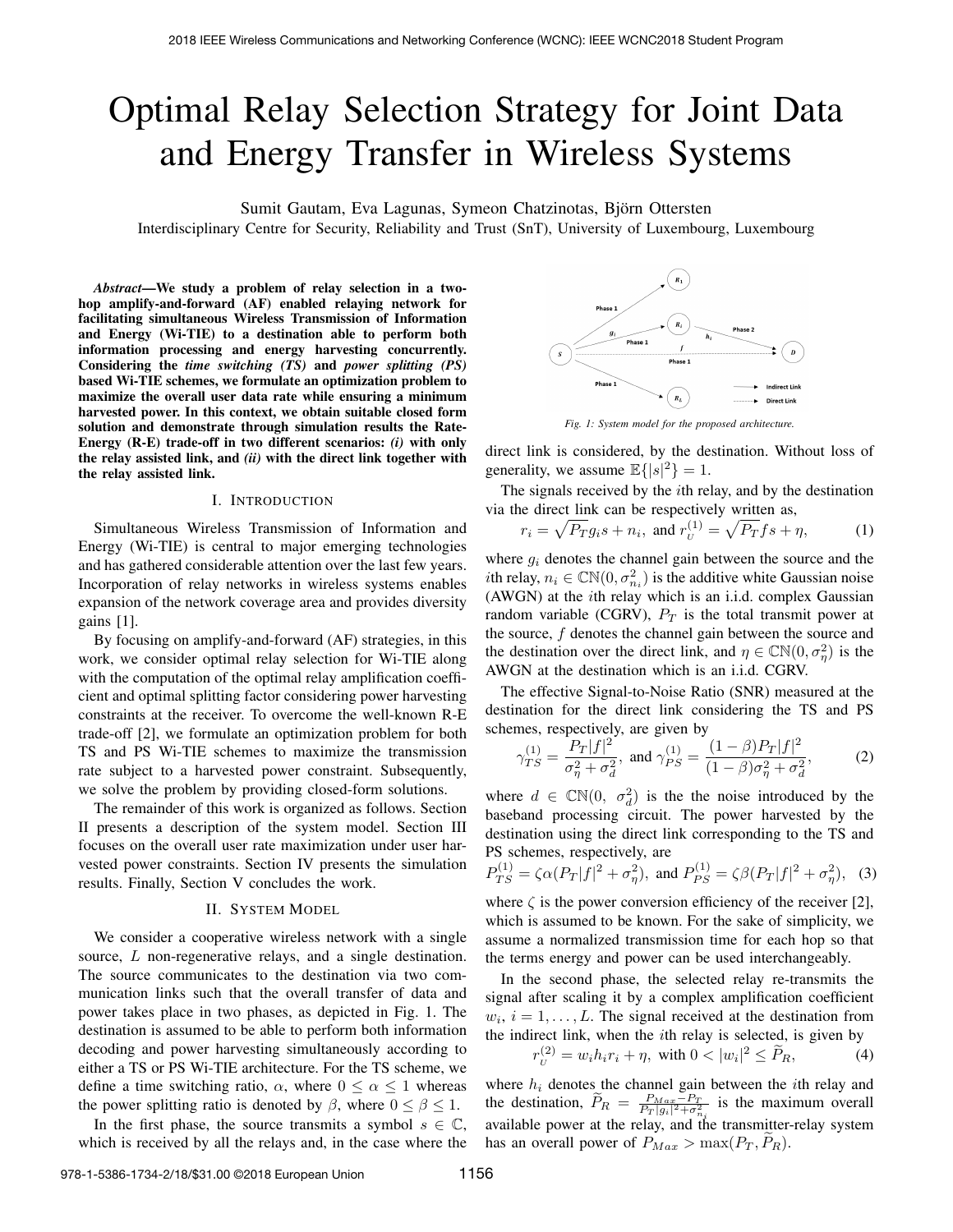# Optimal Relay Selection Strategy for Joint Data and Energy Transfer in Wireless Systems

Sumit Gautam, Eva Lagunas, Symeon Chatzinotas, Björn Ottersten

Interdisciplinary Centre for Security, Reliability and Trust (SnT), University of Luxembourg, Luxembourg

***Abstract*—We study a problem of relay selection in a two-hop amplify-and-forward (AF) enabled relaying network for facilitating simultaneous Wireless Transmission of Information and Energy (Wi-TIE) to a destination able to perform both information processing and energy harvesting concurrently. Considering the *time switching (TS)* and *power splitting (PS)* based Wi-TIE schemes, we formulate an optimization problem to maximize the overall user data rate while ensuring a minimum harvested power. In this context, we obtain suitable closed form solution and demonstrate through simulation results the Rate-Energy (R-E) trade-off in two different scenarios: *(i)* with only the relay assisted link, and *(ii)* with the direct link together with the relay assisted link.**

## I. Introduction

Simultaneous Wireless Transmission of Information and Energy (Wi-TIE) is central to major emerging technologies and has gathered considerable attention over the last few years. Incorporation of relay networks in wireless systems enables expansion of the network coverage area and provides diversity gains [1].

By focusing on amplify-and-forward (AF) strategies, in this work, we consider optimal relay selection for Wi-TIE along with the computation of the optimal relay amplification coefficient and optimal splitting factor considering power harvesting constraints at the receiver. To overcome the well-known R-E trade-off [2], we formulate an optimization problem for both TS and PS Wi-TIE schemes to maximize the transmission rate subject to a harvested power constraint. Subsequently, we solve the problem by providing closed-form solutions.

The remainder of this work is organized as follows. Section II presents a description of the system model. Section III focuses on the overall user rate maximization under user harvested power constraints. Section IV presents the simulation results. Finally, Section V concludes the work.

## II. System Model

We consider a cooperative wireless network with a single source, $L$ non-regenerative relays, and a single destination. The source communicates to the destination via two communication links such that the overall transfer of data and power takes place in two phases, as depicted in Fig. 1. The destination is assumed to be able to perform both information decoding and power harvesting simultaneously according to either a TS or PS Wi-TIE architecture. For the TS scheme, we define a time switching ratio, $\alpha$, where $0 \leq \alpha \leq 1$ whereas the power splitting ratio is denoted by $\beta$, where $0 \leq \beta \leq 1$.

In the first phase, the source transmits a symbol $s \in \mathbb{C}$, which is received by all the relays and, in the case where the direct link is considered, by the destination. Without loss of generality, we assume $\mathbb{E}\{|s|^2\} = 1$.

*Fig. 1: System model for the proposed architecture.*

The signals received by the $i$th relay, and by the destination via the direct link can be respectively written as,

$$r_i = \sqrt{P_T} g_i s + n_i, \text{ and } r_{_U}^{(1)} = \sqrt{P_T} f s + \eta, \tag{1}$$

where $g_i$ denotes the channel gain between the source and the $i$th relay, $n_i \in \mathbb{CN}(0, \sigma_{n_i}^2)$ is the additive white Gaussian noise (AWGN) at the $i$th relay which is an i.i.d. complex Gaussian random variable (CGRV), $P_T$ is the total transmit power at the source, $f$ denotes the channel gain between the source and the destination over the direct link, and $\eta \in \mathbb{CN}(0, \sigma_\eta^2)$ is the AWGN at the destination which is an i.i.d. CGRV.

The effective Signal-to-Noise Ratio (SNR) measured at the destination for the direct link considering the TS and PS schemes, respectively, are given by

$$\gamma_{TS}^{(1)} = \frac{P_T |f|^2}{\sigma_\eta^2 + \sigma_d^2}, \text{ and } \gamma_{PS}^{(1)} = \frac{(1-\beta) P_T |f|^2}{(1-\beta)\sigma_\eta^2 + \sigma_d^2}, \tag{2}$$

where $d \in \mathbb{CN}(0,\ \sigma_d^2)$ is the the noise introduced by the baseband processing circuit. The power harvested by the destination using the direct link corresponding to the TS and PS schemes, respectively, are

$$P_{TS}^{(1)} = \zeta \alpha (P_T |f|^2 + \sigma_\eta^2), \text{ and } P_{PS}^{(1)} = \zeta \beta (P_T |f|^2 + \sigma_\eta^2), \tag{3}$$

where $\zeta$ is the power conversion efficiency of the receiver [2], which is assumed to be known. For the sake of simplicity, we assume a normalized transmission time for each hop so that the terms energy and power can be used interchangeably.

In the second phase, the selected relay re-transmits the signal after scaling it by a complex amplification coefficient $w_i$, $i = 1, \ldots, L$. The signal received at the destination from the indirect link, when the $i$th relay is selected, is given by

$$r_{_U}^{(2)} = w_i h_i r_i + \eta, \text{ with } 0 < |w_i|^2 \leq \widetilde{P}_R, \tag{4}$$

where $h_i$ denotes the channel gain between the $i$th relay and the destination, $\widetilde{P}_R = \frac{P_{Max} - P_T}{P_T |g_i|^2 + \sigma_{n_i}^2}$ is the maximum overall available power at the relay, and the transmitter-relay system has an overall power of $P_{Max} > \max(P_T, \widetilde{P}_R)$.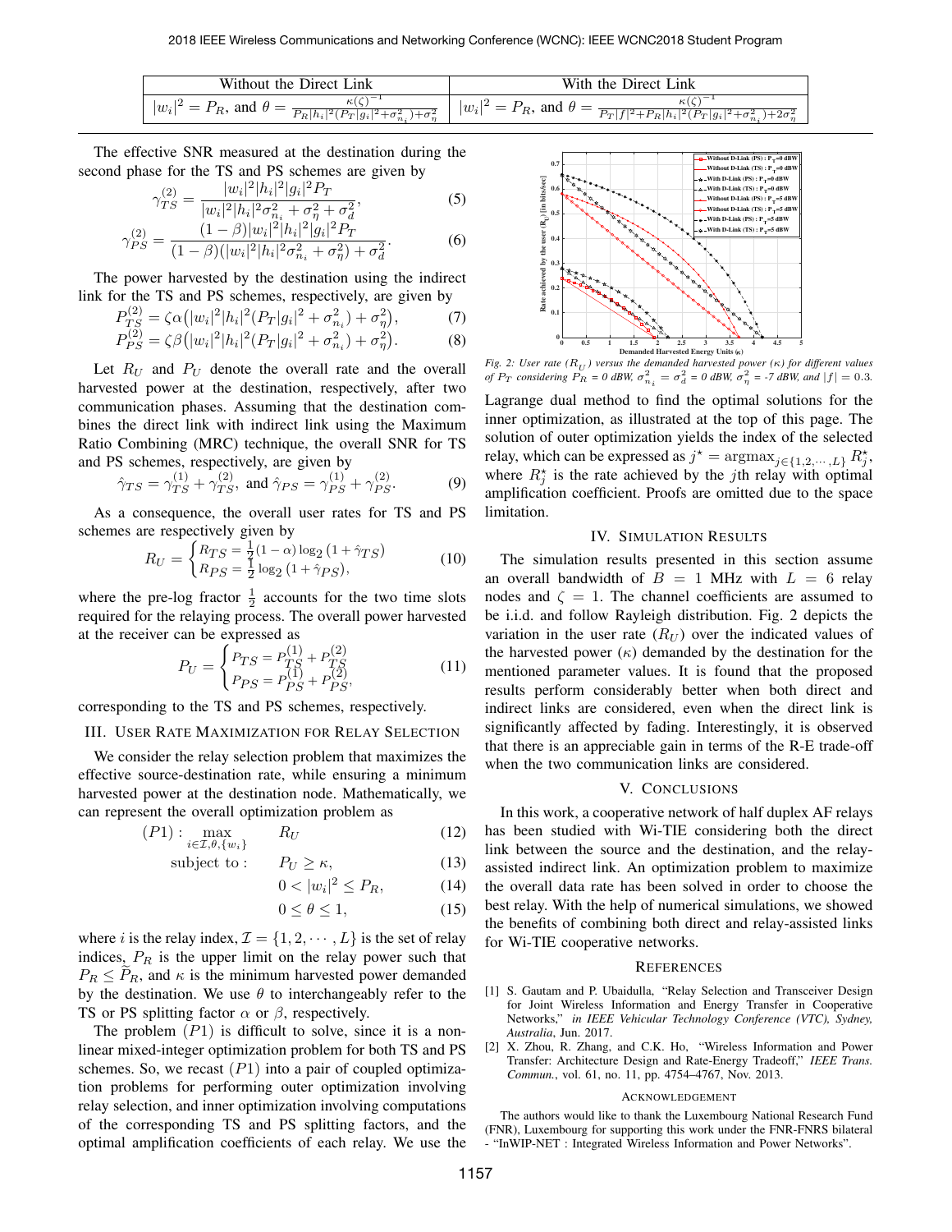| Without the Direct Link | With the Direct Link |
| --- | --- |
| $\|w_i\|^2 = P_R$, and $\theta = \frac{\kappa(\zeta)^{-1}}{P_R\|h_i\|^2(P_T\|g_i\|^2+\sigma_{n_i}^2)+\sigma_\eta^2}$ | $\|w_i\|^2 = P_R$, and $\theta = \frac{\kappa(\zeta)^{-1}}{P_T\|f\|^2+P_R\|h_i\|^2(P_T\|g_i\|^2+\sigma_{n_i}^2)+2\sigma_\eta^2}$ |

The effective SNR measured at the destination during the second phase for the TS and PS schemes are given by

$$\gamma_{TS}^{(2)} = \frac{|w_i|^2|h_i|^2|g_i|^2 P_T}{|w_i|^2|h_i|^2\sigma_{n_i}^2 + \sigma_\eta^2 + \sigma_d^2}, \quad (5)$$

$$\gamma_{PS}^{(2)} = \frac{(1-\beta)|w_i|^2|h_i|^2|g_i|^2 P_T}{(1-\beta)(|w_i|^2|h_i|^2\sigma_{n_i}^2 + \sigma_\eta^2) + \sigma_d^2}. \quad (6)$$

The power harvested by the destination using the indirect link for the TS and PS schemes, respectively, are given by

$$P_{TS}^{(2)} = \zeta\alpha\big(|w_i|^2|h_i|^2(P_T|g_i|^2 + \sigma_{n_i}^2) + \sigma_\eta^2\big), \quad (7)$$

$$P_{PS}^{(2)} = \zeta\beta\big(|w_i|^2|h_i|^2(P_T|g_i|^2 + \sigma_{n_i}^2) + \sigma_\eta^2\big). \quad (8)$$

Let $R_U$ and $P_U$ denote the overall rate and the overall harvested power at the destination, respectively, after two communication phases. Assuming that the destination combines the direct link with indirect link using the Maximum Ratio Combining (MRC) technique, the overall SNR for TS and PS schemes, respectively, are given by

$$\hat{\gamma}_{TS} = \gamma_{TS}^{(1)} + \gamma_{TS}^{(2)}, \text{ and } \hat{\gamma}_{PS} = \gamma_{PS}^{(1)} + \gamma_{PS}^{(2)}. \quad (9)$$

As a consequence, the overall user rates for TS and PS schemes are respectively given by

$$R_U = \begin{cases} R_{TS} = \frac{1}{2}(1-\alpha)\log_2\left(1 + \hat{\gamma}_{TS}\right) \\ R_{PS} = \frac{1}{2}\log_2\left(1 + \hat{\gamma}_{PS}\right), \end{cases} \quad (10)$$

where the pre-log fractor $\frac{1}{2}$ accounts for the two time slots required for the relaying process. The overall power harvested at the receiver can be expressed as

$$P_U = \begin{cases} P_{TS} = P_{TS}^{(1)} + P_{TS}^{(2)} \\ P_{PS} = P_{PS}^{(1)} + P_{PS}^{(2)}, \end{cases} \quad (11)$$

corresponding to the TS and PS schemes, respectively.

## III. User Rate Maximization for Relay Selection

We consider the relay selection problem that maximizes the effective source-destination rate, while ensuring a minimum harvested power at the destination node. Mathematically, we can represent the overall optimization problem as

$$(P1): \max_{i\in\mathcal{I},\theta,\{w_i\}} \quad R_U \quad (12)$$

$$\text{subject to}: \quad P_U \geq \kappa, \quad (13)$$

$$0 < |w_i|^2 \leq P_R, \quad (14)$$

$$0 \leq \theta \leq 1, \quad (15)$$

where $i$ is the relay index, $\mathcal{I} = \{1, 2, \cdots, L\}$ is the set of relay indices, $P_R$ is the upper limit on the relay power such that $P_R \leq \tilde{P}_R$, and $\kappa$ is the minimum harvested power demanded by the destination. We use $\theta$ to interchangeably refer to the TS or PS splitting factor $\alpha$ or $\beta$, respectively.

The problem $(P1)$ is difficult to solve, since it is a non-linear mixed-integer optimization problem for both TS and PS schemes. So, we recast $(P1)$ into a pair of coupled optimization problems for performing outer optimization involving relay selection, and inner optimization involving computations of the corresponding TS and PS splitting factors, and the optimal amplification coefficients of each relay. We use the Lagrange dual method to find the optimal solutions for the inner optimization, as illustrated at the top of this page. The solution of outer optimization yields the index of the selected relay, which can be expressed as $j^\star = \text{argmax}_{j\in\{1,2,\cdots,L\}} R_j^\star$, where $R_j^\star$ is the rate achieved by the $j$th relay with optimal amplification coefficient. Proofs are omitted due to the space limitation.

Without D-Link (PS) : P_T=0 dBW
Without D-Link (TS) : P_T=0 dBW
With D-Link (PS) : P_T=0 dBW
With D-Link (TS) : P_T=0 dBW
Without D-Link (PS) : P_T=5 dBW
Without D-Link (TS) : P_T=5 dBW
With D-Link (PS) : P_T=5 dBW
With D-Link (TS) : P_T=5 dBW

Rate achieved by the user (R_U) [in bits/sec]
0 0.1 0.2 0.3 0.4 0.5 0.6 0.7

Demanded Harvested Energy Units (κ)
0 0.5 1 1.5 2 2.5 3 3.5 4 4.5 5

*Fig. 2: User rate ($R_U$) versus the demanded harvested power ($\kappa$) for different values of $P_T$ considering $P_R$ = 0 dBW, $\sigma_{n_i}^2 = \sigma_d^2$ = 0 dBW, $\sigma_\eta^2$ = -7 dBW, and $|f|$ = 0.3.*

## IV. Simulation Results

The simulation results presented in this section assume an overall bandwidth of $B = 1$ MHz with $L = 6$ relay nodes and $\zeta = 1$. The channel coefficients are assumed to be i.i.d. and follow Rayleigh distribution. Fig. 2 depicts the variation in the user rate ($R_U$) over the indicated values of the harvested power ($\kappa$) demanded by the destination for the mentioned parameter values. It is found that the proposed results perform considerably better when both direct and indirect links are considered, even when the direct link is significantly affected by fading. Interestingly, it is observed that there is an appreciable gain in terms of the R-E trade-off when the two communication links are considered.

## V. Conclusions

In this work, a cooperative network of half duplex AF relays has been studied with Wi-TIE considering both the direct link between the source and the destination, and the relay-assisted indirect link. An optimization problem to maximize the overall data rate has been solved in order to choose the best relay. With the help of numerical simulations, we showed the benefits of combining both direct and relay-assisted links for Wi-TIE cooperative networks.

## References

[1] S. Gautam and P. Ubaidulla, "Relay Selection and Transceiver Design for Joint Wireless Information and Energy Transfer in Cooperative Networks," *in IEEE Vehicular Technology Conference (VTC), Sydney, Australia*, Jun. 2017.

[2] X. Zhou, R. Zhang, and C.K. Ho, "Wireless Information and Power Transfer: Architecture Design and Rate-Energy Tradeoff," *IEEE Trans. Commun.*, vol. 61, no. 11, pp. 4754–4767, Nov. 2013.

### Acknowledgement

The authors would like to thank the Luxembourg National Research Fund (FNR), Luxembourg for supporting this work under the FNR-FNRS bilateral - "InWIP-NET : Integrated Wireless Information and Power Networks".